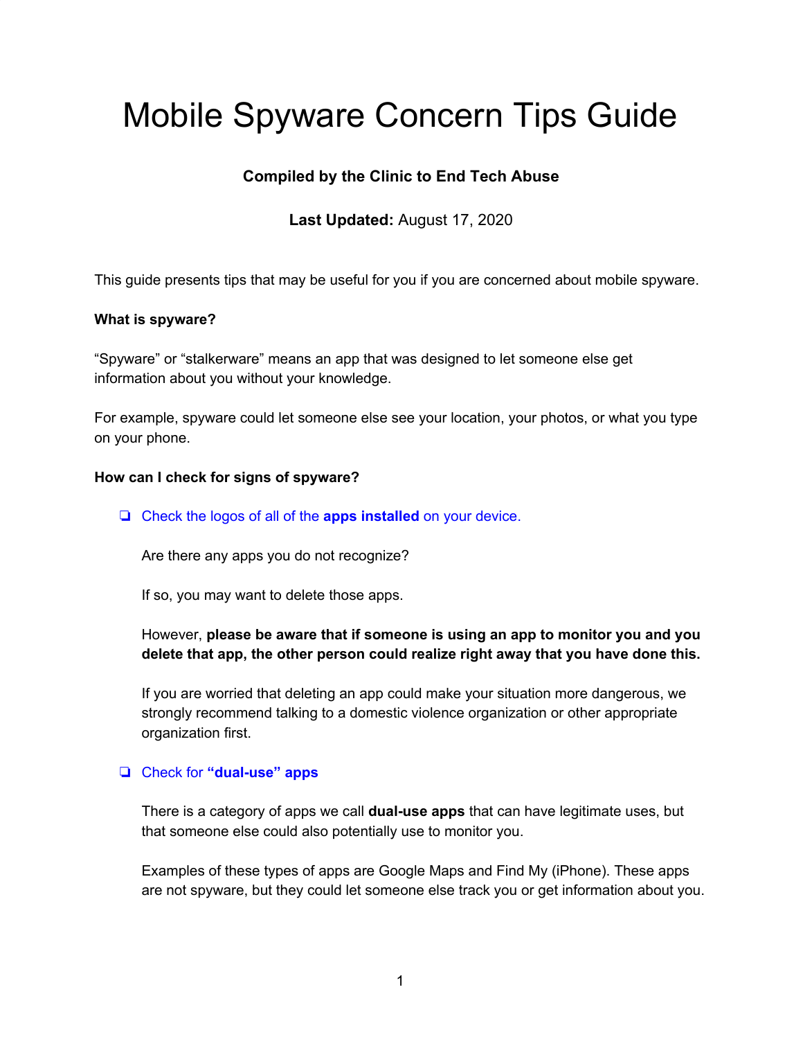# Mobile Spyware Concern Tips Guide

**Compiled by the Clinic to End Tech Abuse**

**Last Updated:** August 17, 2020

This guide presents tips that may be useful for you if you are concerned about mobile spyware.

**What is spyware?**

"Spyware" or "stalkerware" means an app that was designed to let someone else get information about you without your knowledge.

For example, spyware could let someone else see your location, your photos, or what you type on your phone.

**How can I check for signs of spyware?**

- [ ] Check the logos of all of the **apps installed** on your device.

    Are there any apps you do not recognize?

    If so, you may want to delete those apps.

    However, **please be aware that if someone is using an app to monitor you and you delete that app, the other person could realize right away that you have done this.**

    If you are worried that deleting an app could make your situation more dangerous, we strongly recommend talking to a domestic violence organization or other appropriate organization first.

- [ ] Check for **"dual-use" apps**

    There is a category of apps we call **dual-use apps** that can have legitimate uses, but that someone else could also potentially use to monitor you.

    Examples of these types of apps are Google Maps and Find My (iPhone). These apps are not spyware, but they could let someone else track you or get information about you.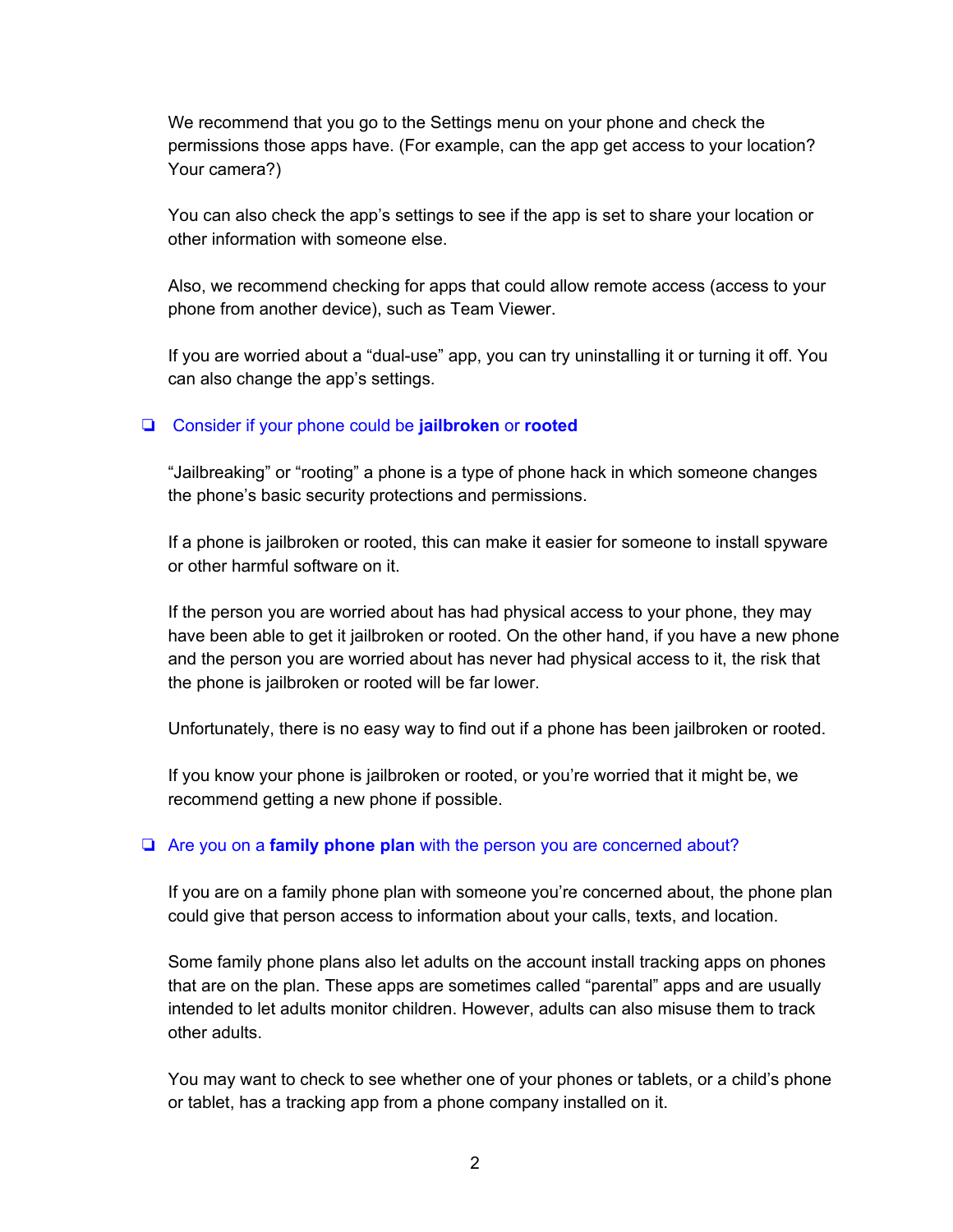We recommend that you go to the Settings menu on your phone and check the permissions those apps have. (For example, can the app get access to your location? Your camera?)

You can also check the app's settings to see if the app is set to share your location or other information with someone else.

Also, we recommend checking for apps that could allow remote access (access to your phone from another device), such as Team Viewer.

If you are worried about a "dual-use" app, you can try uninstalling it or turning it off. You can also change the app's settings.

- [ ] Consider if your phone could be **jailbroken** or **rooted**

"Jailbreaking" or "rooting" a phone is a type of phone hack in which someone changes the phone's basic security protections and permissions.

If a phone is jailbroken or rooted, this can make it easier for someone to install spyware or other harmful software on it.

If the person you are worried about has had physical access to your phone, they may have been able to get it jailbroken or rooted. On the other hand, if you have a new phone and the person you are worried about has never had physical access to it, the risk that the phone is jailbroken or rooted will be far lower.

Unfortunately, there is no easy way to find out if a phone has been jailbroken or rooted.

If you know your phone is jailbroken or rooted, or you're worried that it might be, we recommend getting a new phone if possible.

- [ ] Are you on a **family phone plan** with the person you are concerned about?

If you are on a family phone plan with someone you're concerned about, the phone plan could give that person access to information about your calls, texts, and location.

Some family phone plans also let adults on the account install tracking apps on phones that are on the plan. These apps are sometimes called "parental" apps and are usually intended to let adults monitor children. However, adults can also misuse them to track other adults.

You may want to check to see whether one of your phones or tablets, or a child's phone or tablet, has a tracking app from a phone company installed on it.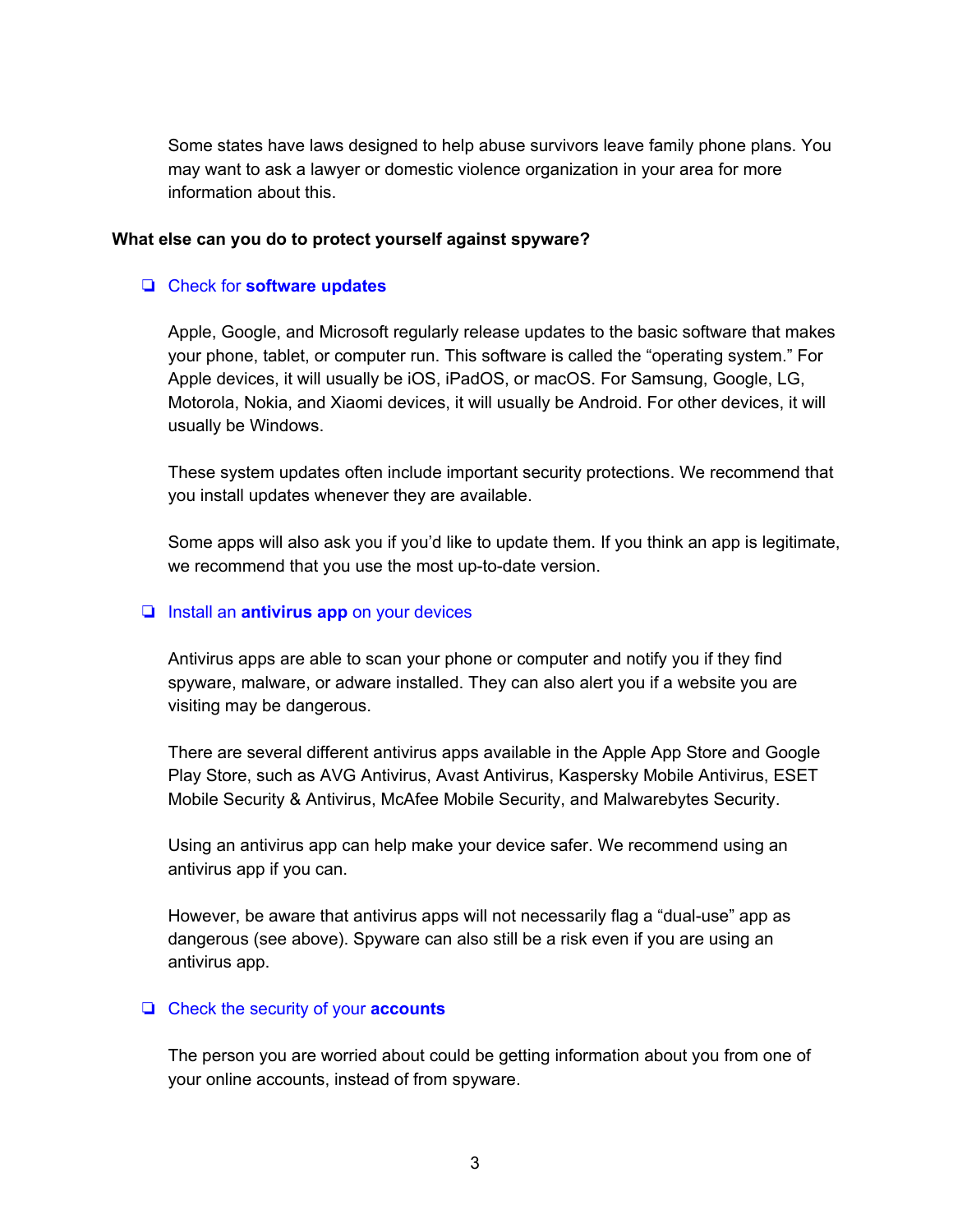Some states have laws designed to help abuse survivors leave family phone plans. You may want to ask a lawyer or domestic violence organization in your area for more information about this.

**What else can you do to protect yourself against spyware?**

- ❏ Check for **software updates**

  Apple, Google, and Microsoft regularly release updates to the basic software that makes your phone, tablet, or computer run. This software is called the "operating system." For Apple devices, it will usually be iOS, iPadOS, or macOS. For Samsung, Google, LG, Motorola, Nokia, and Xiaomi devices, it will usually be Android. For other devices, it will usually be Windows.

  These system updates often include important security protections. We recommend that you install updates whenever they are available.

  Some apps will also ask you if you'd like to update them. If you think an app is legitimate, we recommend that you use the most up-to-date version.

- ❏ Install an **antivirus app** on your devices

  Antivirus apps are able to scan your phone or computer and notify you if they find spyware, malware, or adware installed. They can also alert you if a website you are visiting may be dangerous.

  There are several different antivirus apps available in the Apple App Store and Google Play Store, such as AVG Antivirus, Avast Antivirus, Kaspersky Mobile Antivirus, ESET Mobile Security & Antivirus, McAfee Mobile Security, and Malwarebytes Security.

  Using an antivirus app can help make your device safer. We recommend using an antivirus app if you can.

  However, be aware that antivirus apps will not necessarily flag a "dual-use" app as dangerous (see above). Spyware can also still be a risk even if you are using an antivirus app.

- ❏ Check the security of your **accounts**

  The person you are worried about could be getting information about you from one of your online accounts, instead of from spyware.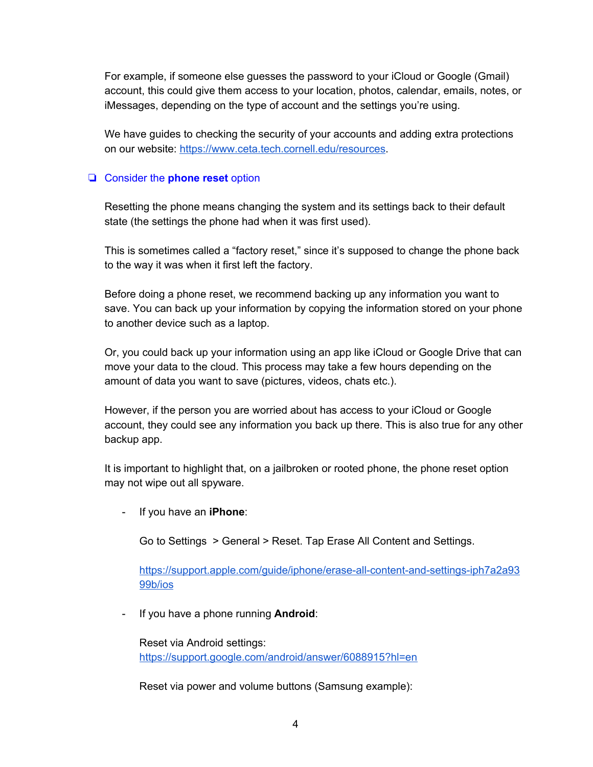For example, if someone else guesses the password to your iCloud or Google (Gmail) account, this could give them access to your location, photos, calendar, emails, notes, or iMessages, depending on the type of account and the settings you're using.

We have guides to checking the security of your accounts and adding extra protections on our website: https://www.ceta.tech.cornell.edu/resources.

- [ ] Consider the **phone reset** option

Resetting the phone means changing the system and its settings back to their default state (the settings the phone had when it was first used).

This is sometimes called a "factory reset," since it's supposed to change the phone back to the way it was when it first left the factory.

Before doing a phone reset, we recommend backing up any information you want to save. You can back up your information by copying the information stored on your phone to another device such as a laptop.

Or, you could back up your information using an app like iCloud or Google Drive that can move your data to the cloud. This process may take a few hours depending on the amount of data you want to save (pictures, videos, chats etc.).

However, if the person you are worried about has access to your iCloud or Google account, they could see any information you back up there. This is also true for any other backup app.

It is important to highlight that, on a jailbroken or rooted phone, the phone reset option may not wipe out all spyware.

- If you have an **iPhone**:

  Go to Settings > General > Reset. Tap Erase All Content and Settings.

  https://support.apple.com/guide/iphone/erase-all-content-and-settings-iph7a2a9399b/ios

- If you have a phone running **Android**:

  Reset via Android settings:
  https://support.google.com/android/answer/6088915?hl=en

  Reset via power and volume buttons (Samsung example):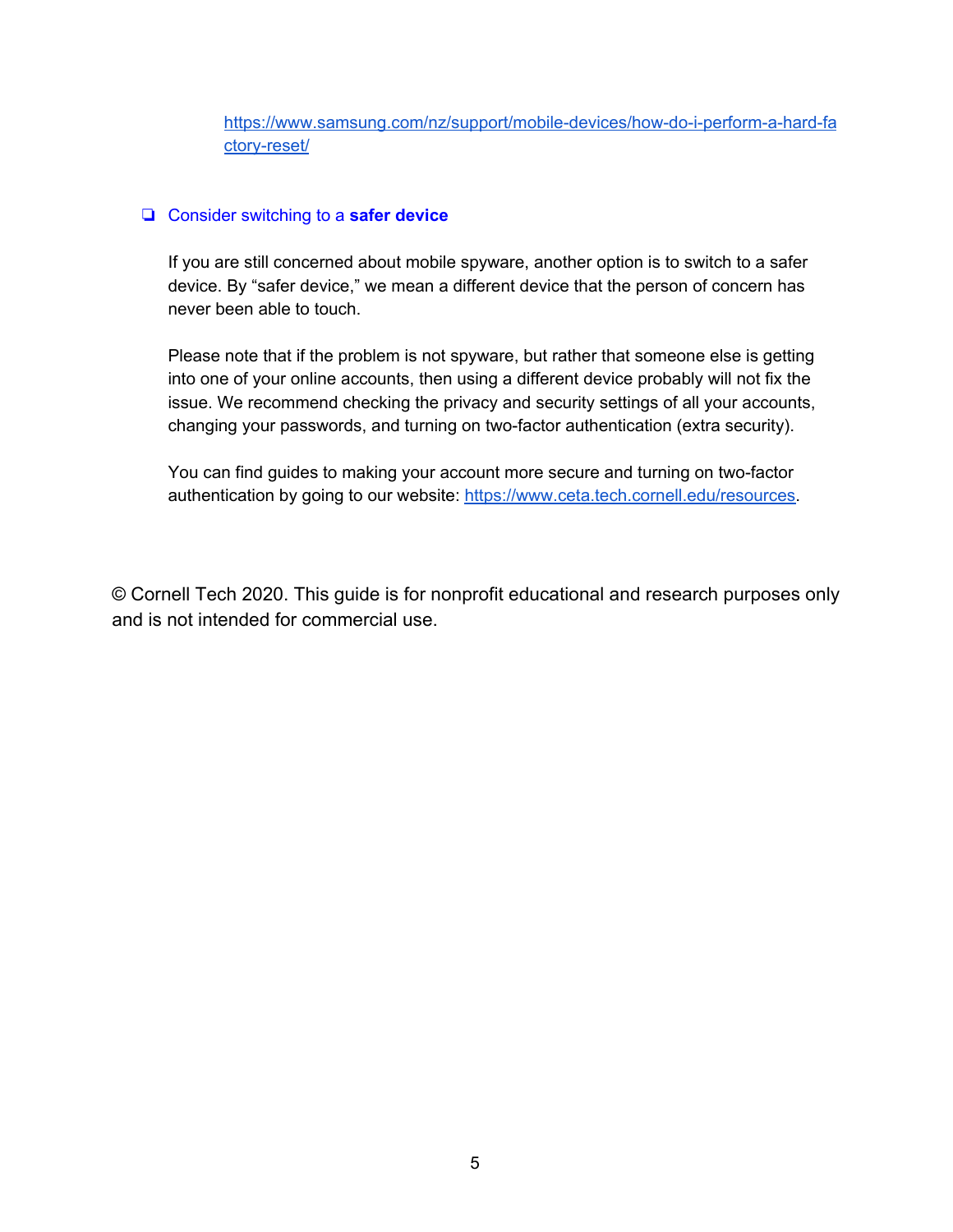https://www.samsung.com/nz/support/mobile-devices/how-do-i-perform-a-hard-factory-reset/

- [ ] Consider switching to a **safer device**

  If you are still concerned about mobile spyware, another option is to switch to a safer device. By "safer device," we mean a different device that the person of concern has never been able to touch.

  Please note that if the problem is not spyware, but rather that someone else is getting into one of your online accounts, then using a different device probably will not fix the issue. We recommend checking the privacy and security settings of all your accounts, changing your passwords, and turning on two-factor authentication (extra security).

  You can find guides to making your account more secure and turning on two-factor authentication by going to our website: https://www.ceta.tech.cornell.edu/resources.

© Cornell Tech 2020. This guide is for nonprofit educational and research purposes only and is not intended for commercial use.